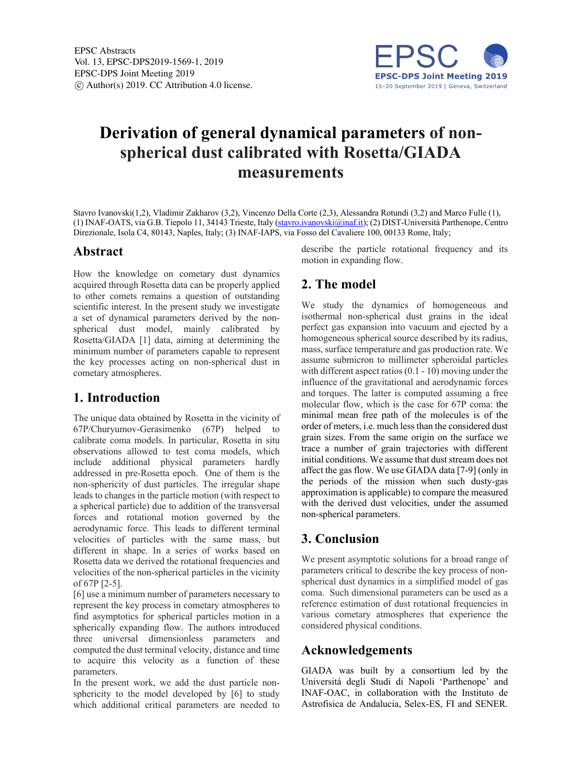EPSC Abstracts
Vol. 13, EPSC-DPS2019-1569-1, 2019
EPSC-DPS Joint Meeting 2019
© Author(s) 2019. CC Attribution 4.0 license.

# Derivation of general dynamical parameters of non-spherical dust calibrated with Rosetta/GIADA measurements

Stavro Ivanovski(1,2), Vladimir Zakharov (3,2), Vincenzo Della Corte (2,3), Alessandra Rotundi (3,2) and Marco Fulle (1), (1) INAF-OATS, via G.B. Tiepolo 11, 34143 Trieste, Italy (stavro.ivanovski@inaf.it); (2) DIST-Università Parthenope, Centro Direzionale, Isola C4, 80143, Naples, Italy; (3) INAF-IAPS, via Fosso del Cavaliere 100, 00133 Rome, Italy;

## Abstract

How the knowledge on cometary dust dynamics acquired through Rosetta data can be properly applied to other comets remains a question of outstanding scientific interest. In the present study we investigate a set of dynamical parameters derived by the non-spherical dust model, mainly calibrated by Rosetta/GIADA [1] data, aiming at determining the minimum number of parameters capable to represent the key processes acting on non-spherical dust in cometary atmospheres.

## 1. Introduction

The unique data obtained by Rosetta in the vicinity of 67P/Churyumov-Gerasimenko (67P) helped to calibrate coma models. In particular, Rosetta in situ observations allowed to test coma models, which include additional physical parameters hardly addressed in pre-Rosetta epoch. One of them is the non-sphericity of dust particles. The irregular shape leads to changes in the particle motion (with respect to a spherical particle) due to addition of the transversal forces and rotational motion governed by the aerodynamic force. This leads to different terminal velocities of particles with the same mass, but different in shape. In a series of works based on Rosetta data we derived the rotational frequencies and velocities of the non-spherical particles in the vicinity of 67P [2-5].

[6] use a minimum number of parameters necessary to represent the key process in cometary atmospheres to find asymptotics for spherical particles motion in a spherically expanding flow. The authors introduced three universal dimensionless parameters and computed the dust terminal velocity, distance and time to acquire this velocity as a function of these parameters.

In the present work, we add the dust particle non-sphericity to the model developed by [6] to study which additional critical parameters are needed to describe the particle rotational frequency and its motion in expanding flow.

## 2. The model

We study the dynamics of homogeneous and isothermal non-spherical dust grains in the ideal perfect gas expansion into vacuum and ejected by a homogeneous spherical source described by its radius, mass, surface temperature and gas production rate. We assume submicron to millimeter spheroidal particles with different aspect ratios (0.1 - 10) moving under the influence of the gravitational and aerodynamic forces and torques. The latter is computed assuming a free molecular flow, which is the case for 67P coma: the minimal mean free path of the molecules is of the order of meters, i.e. much less than the considered dust grain sizes. From the same origin on the surface we trace a number of grain trajectories with different initial conditions. We assume that dust stream does not affect the gas flow. We use GIADA data [7-9] (only in the periods of the mission when such dusty-gas approximation is applicable) to compare the measured with the derived dust velocities, under the assumed non-spherical parameters.

## 3. Conclusion

We present asymptotic solutions for a broad range of parameters critical to describe the key process of non-spherical dust dynamics in a simplified model of gas coma. Such dimensional parameters can be used as a reference estimation of dust rotational frequencies in various cometary atmospheres that experience the considered physical conditions.

## Acknowledgements

GIADA was built by a consortium led by the Universitá degli Studi di Napoli 'Parthenope' and INAF-OAC, in collaboration with the Instituto de Astrofisica de Andalucia, Selex-ES, FI and SENER.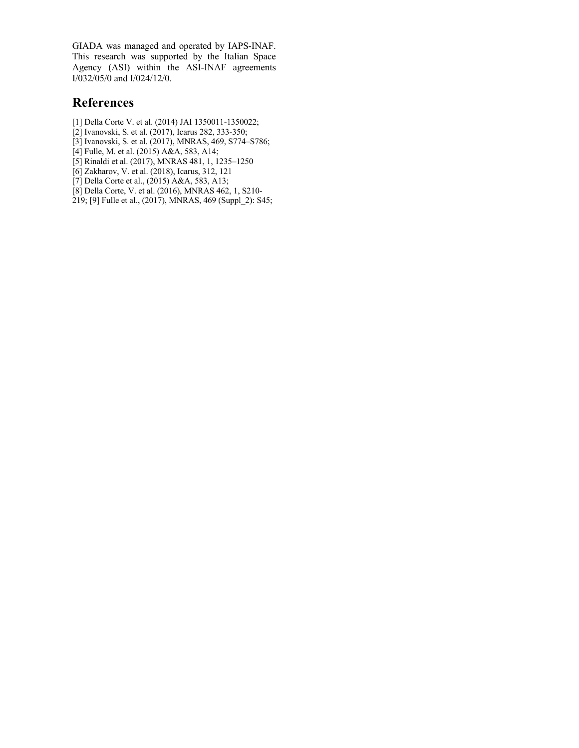GIADA was managed and operated by IAPS-INAF. This research was supported by the Italian Space Agency (ASI) within the ASI-INAF agreements I/032/05/0 and I/024/12/0.

## References

[1] Della Corte V. et al. (2014) JAI 1350011-1350022;
[2] Ivanovski, S. et al. (2017), Icarus 282, 333-350;
[3] Ivanovski, S. et al. (2017), MNRAS, 469, S774–S786;
[4] Fulle, M. et al. (2015) A&A, 583, A14;
[5] Rinaldi et al. (2017), MNRAS 481, 1, 1235–1250
[6] Zakharov, V. et al. (2018), Icarus, 312, 121
[7] Della Corte et al., (2015) A&A, 583, A13;
[8] Della Corte, V. et al. (2016), MNRAS 462, 1, S210-219; [9] Fulle et al., (2017), MNRAS, 469 (Suppl_2): S45;